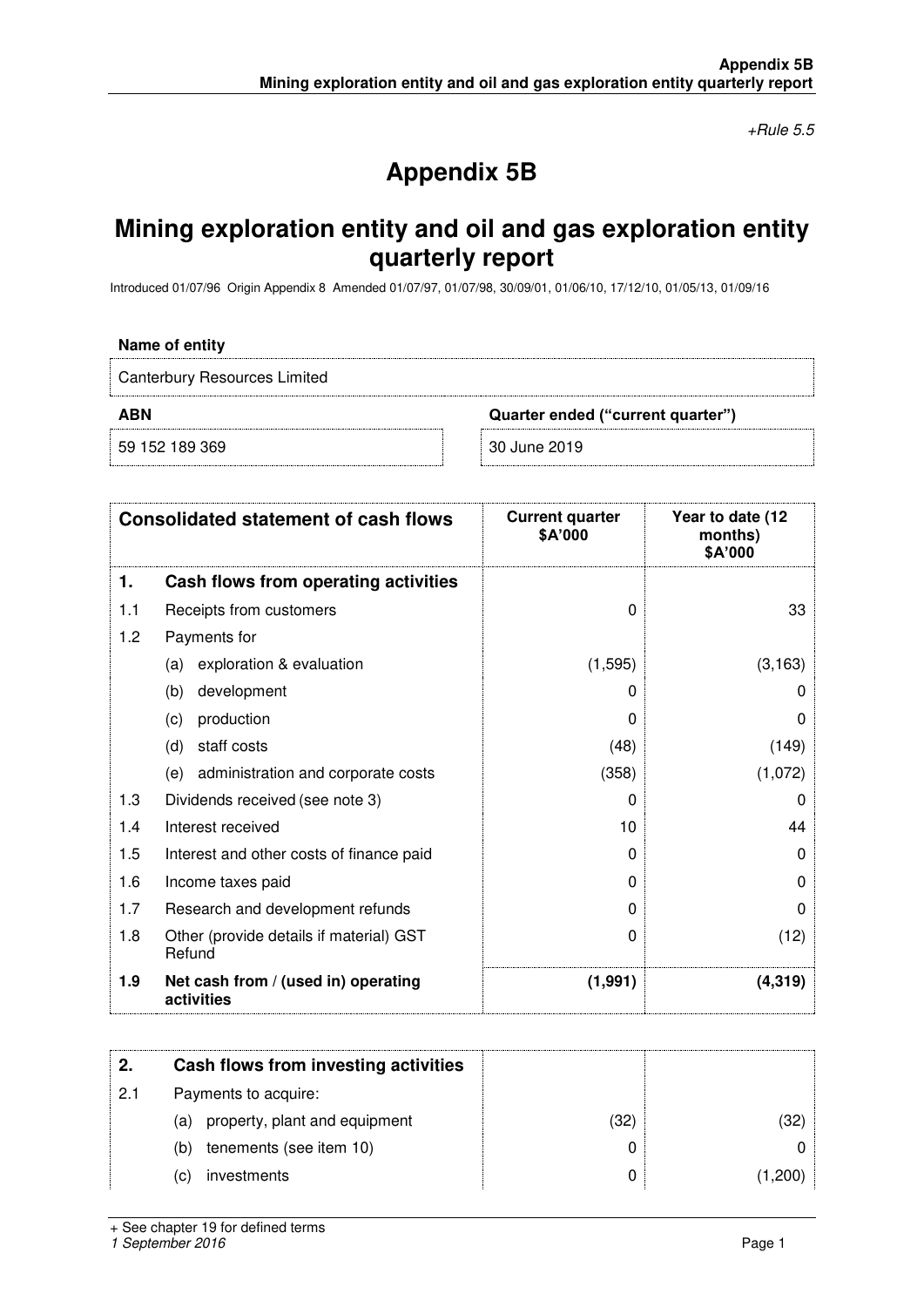*+Rule 5.5*

# Appendix 5B

## Mining exploration entity and oil and gas exploration entity quarterly report

Introduced 01/07/96 Origin Appendix 8 Amended 01/07/97, 01/07/98, 30/09/01, 01/06/10, 17/12/10, 01/05/13, 01/09/16

**Name of entity**

Canterbury Resources Limited

| ABN | Quarter ended ("current quarter") |
|---|---|
| 59 152 189 369 | 30 June 2019 |

| | Consolidated statement of cash flows | Current quarter $A'000 | Year to date (12 months) $A'000 |
|---|---|---|---|
| **1.** | **Cash flows from operating activities** | | |
| 1.1 | Receipts from customers | 0 | 33 |
| 1.2 | Payments for | | |
| | (a) exploration & evaluation | (1,595) | (3,163) |
| | (b) development | 0 | 0 |
| | (c) production | 0 | 0 |
| | (d) staff costs | (48) | (149) |
| | (e) administration and corporate costs | (358) | (1,072) |
| 1.3 | Dividends received (see note 3) | 0 | 0 |
| 1.4 | Interest received | 10 | 44 |
| 1.5 | Interest and other costs of finance paid | 0 | 0 |
| 1.6 | Income taxes paid | 0 | 0 |
| 1.7 | Research and development refunds | 0 | 0 |
| 1.8 | Other (provide details if material) GST Refund | 0 | (12) |
| **1.9** | **Net cash from / (used in) operating activities** | **(1,991)** | **(4,319)** |

| | | | |
|---|---|---|---|
| **2.** | **Cash flows from investing activities** | | |
| 2.1 | Payments to acquire: | | |
| | (a) property, plant and equipment | (32) | (32) |
| | (b) tenements (see item 10) | 0 | 0 |
| | (c) investments | 0 | (1,200) |

+ See chapter 19 for defined terms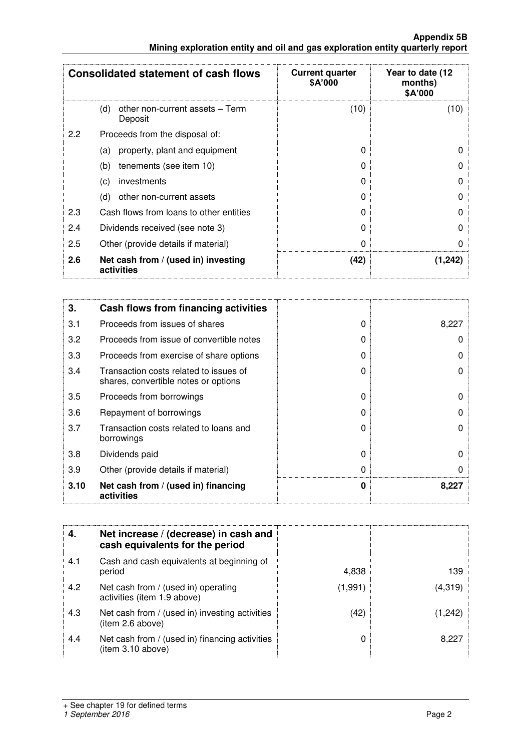| Consolidated statement of cash flows | | Current quarter $A'000 | Year to date (12 months) $A'000 |
|---|---|---|---|
| | (d) other non-current assets – Term Deposit | (10) | (10) |
| 2.2 | Proceeds from the disposal of: | | |
| | (a) property, plant and equipment | 0 | 0 |
| | (b) tenements (see item 10) | 0 | 0 |
| | (c) investments | 0 | 0 |
| | (d) other non-current assets | 0 | 0 |
| 2.3 | Cash flows from loans to other entities | 0 | 0 |
| 2.4 | Dividends received (see note 3) | 0 | 0 |
| 2.5 | Other (provide details if material) | 0 | 0 |
| **2.6** | **Net cash from / (used in) investing activities** | **(42)** | **(1,242)** |

| **3.** | **Cash flows from financing activities** | | |
|---|---|---|---|
| 3.1 | Proceeds from issues of shares | 0 | 8,227 |
| 3.2 | Proceeds from issue of convertible notes | 0 | 0 |
| 3.3 | Proceeds from exercise of share options | 0 | 0 |
| 3.4 | Transaction costs related to issues of shares, convertible notes or options | 0 | 0 |
| 3.5 | Proceeds from borrowings | 0 | 0 |
| 3.6 | Repayment of borrowings | 0 | 0 |
| 3.7 | Transaction costs related to loans and borrowings | 0 | 0 |
| 3.8 | Dividends paid | 0 | 0 |
| 3.9 | Other (provide details if material) | 0 | 0 |
| **3.10** | **Net cash from / (used in) financing activities** | **0** | **8,227** |

| **4.** | **Net increase / (decrease) in cash and cash equivalents for the period** | | |
|---|---|---|---|
| 4.1 | Cash and cash equivalents at beginning of period | 4,838 | 139 |
| 4.2 | Net cash from / (used in) operating activities (item 1.9 above) | (1,991) | (4,319) |
| 4.3 | Net cash from / (used in) investing activities (item 2.6 above) | (42) | (1,242) |
| 4.4 | Net cash from / (used in) financing activities (item 3.10 above) | 0 | 8,227 |

+ See chapter 19 for defined terms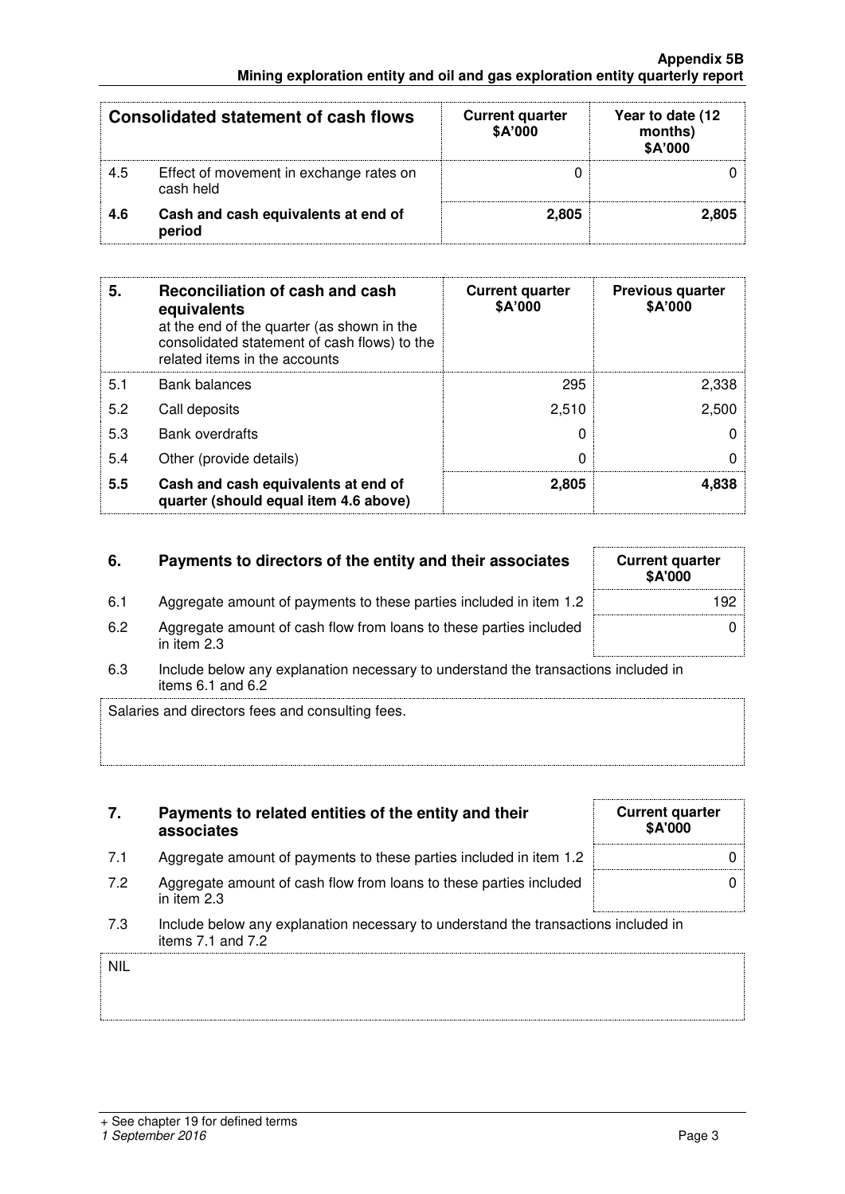| | Consolidated statement of cash flows | Current quarter $A'000 | Year to date (12 months) $A'000 |
|---|---|---|---|
| 4.5 | Effect of movement in exchange rates on cash held | 0 | 0 |
| **4.6** | **Cash and cash equivalents at end of period** | **2,805** | **2,805** |

| **5.** | **Reconciliation of cash and cash equivalents** at the end of the quarter (as shown in the consolidated statement of cash flows) to the related items in the accounts | **Current quarter $A'000** | **Previous quarter $A'000** |
|---|---|---|---|
| 5.1 | Bank balances | 295 | 2,338 |
| 5.2 | Call deposits | 2,510 | 2,500 |
| 5.3 | Bank overdrafts | 0 | 0 |
| 5.4 | Other (provide details) | 0 | 0 |
| **5.5** | **Cash and cash equivalents at end of quarter (should equal item 4.6 above)** | **2,805** | **4,838** |

| **6.** | **Payments to directors of the entity and their associates** | **Current quarter $A'000** |
|---|---|---|
| 6.1 | Aggregate amount of payments to these parties included in item 1.2 | 192 |
| 6.2 | Aggregate amount of cash flow from loans to these parties included in item 2.3 | 0 |

6.3 Include below any explanation necessary to understand the transactions included in items 6.1 and 6.2

Salaries and directors fees and consulting fees.

| **7.** | **Payments to related entities of the entity and their associates** | **Current quarter $A'000** |
|---|---|---|
| 7.1 | Aggregate amount of payments to these parties included in item 1.2 | 0 |
| 7.2 | Aggregate amount of cash flow from loans to these parties included in item 2.3 | 0 |

7.3 Include below any explanation necessary to understand the transactions included in items 7.1 and 7.2

NIL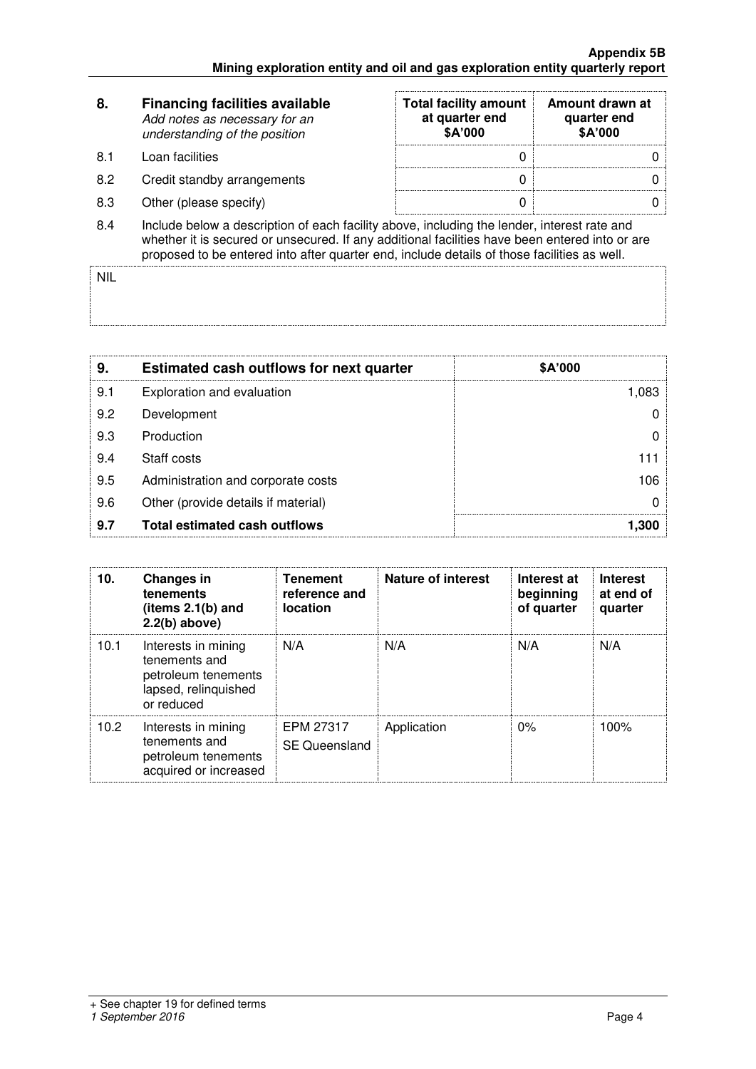| 8. | **Financing facilities available** *Add notes as necessary for an understanding of the position* | **Total facility amount at quarter end \$A'000** | **Amount drawn at quarter end \$A'000** |
|---|---|---|---|
| 8.1 | Loan facilities | 0 | 0 |
| 8.2 | Credit standby arrangements | 0 | 0 |
| 8.3 | Other (please specify) | 0 | 0 |

8.4 Include below a description of each facility above, including the lender, interest rate and whether it is secured or unsecured. If any additional facilities have been entered into or are proposed to be entered into after quarter end, include details of those facilities as well.

NIL

| 9. | **Estimated cash outflows for next quarter** | **\$A'000** |
|---|---|---|
| 9.1 | Exploration and evaluation | 1,083 |
| 9.2 | Development | 0 |
| 9.3 | Production | 0 |
| 9.4 | Staff costs | 111 |
| 9.5 | Administration and corporate costs | 106 |
| 9.6 | Other (provide details if material) | 0 |
| **9.7** | **Total estimated cash outflows** | **1,300** |

| 10. | **Changes in tenements (items 2.1(b) and 2.2(b) above)** | **Tenement reference and location** | **Nature of interest** | **Interest at beginning of quarter** | **Interest at end of quarter** |
|---|---|---|---|---|---|
| 10.1 | Interests in mining tenements and petroleum tenements lapsed, relinquished or reduced | N/A | N/A | N/A | N/A |
| 10.2 | Interests in mining tenements and petroleum tenements acquired or increased | EPM 27317 SE Queensland | Application | 0% | 100% |

+ See chapter 19 for defined terms
*1 September 2016*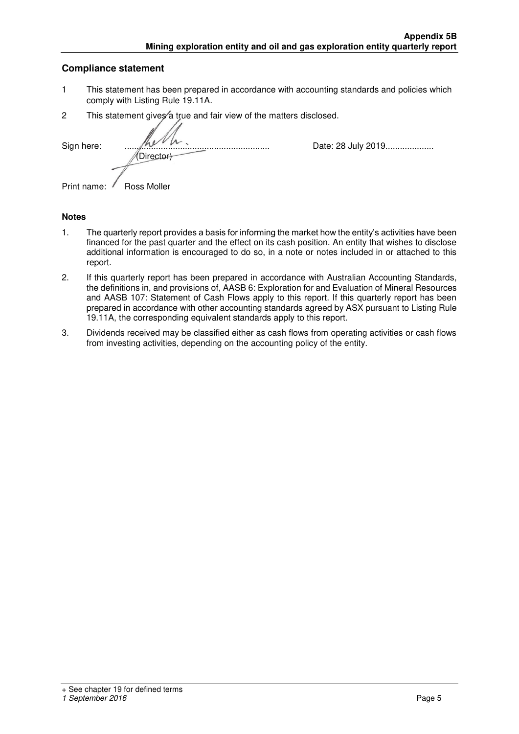## Compliance statement

1. This statement has been prepared in accordance with accounting standards and policies which comply with Listing Rule 19.11A.
2. This statement gives a true and fair view of the matters disclosed.

Sign here: ............................................................ (Director) Date: 28 July 2019....................

Print name: Ross Moller

### Notes

1. The quarterly report provides a basis for informing the market how the entity's activities have been financed for the past quarter and the effect on its cash position. An entity that wishes to disclose additional information is encouraged to do so, in a note or notes included in or attached to this report.
2. If this quarterly report has been prepared in accordance with Australian Accounting Standards, the definitions in, and provisions of, AASB 6: Exploration for and Evaluation of Mineral Resources and AASB 107: Statement of Cash Flows apply to this report. If this quarterly report has been prepared in accordance with other accounting standards agreed by ASX pursuant to Listing Rule 19.11A, the corresponding equivalent standards apply to this report.
3. Dividends received may be classified either as cash flows from operating activities or cash flows from investing activities, depending on the accounting policy of the entity.